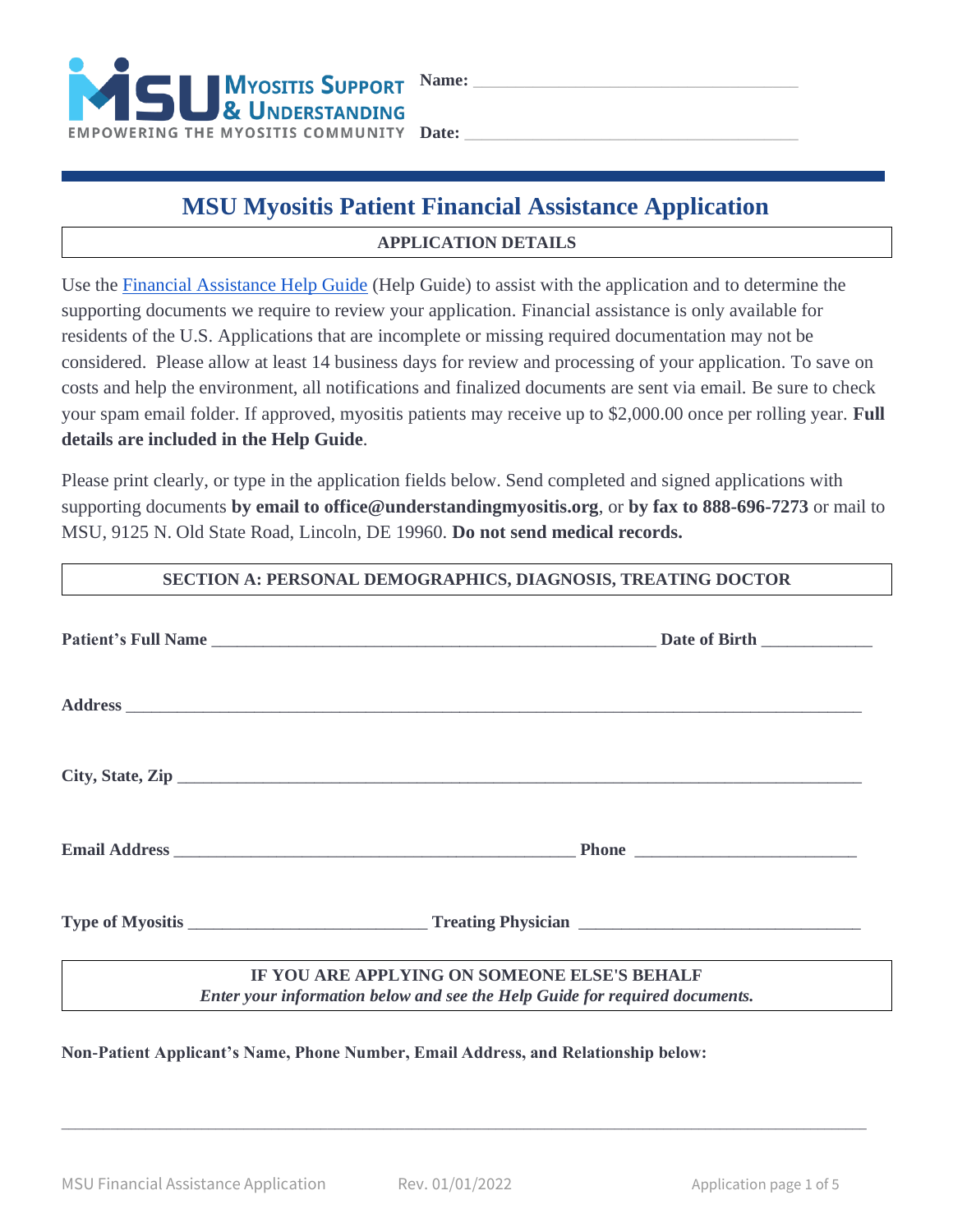MYOSITIS SUPPORT & UNDERSTANDING
EMPOWERING THE MYOSITIS COMMUNITY

**Name:** ____________________________________

**Date:** ____________________________________

# MSU Myositis Patient Financial Assistance Application

**APPLICATION DETAILS**

Use the Financial Assistance Help Guide (Help Guide) to assist with the application and to determine the supporting documents we require to review your application. Financial assistance is only available for residents of the U.S. Applications that are incomplete or missing required documentation may not be considered. Please allow at least 14 business days for review and processing of your application. To save on costs and help the environment, all notifications and finalized documents are sent via email. Be sure to check your spam email folder. If approved, myositis patients may receive up to $2,000.00 once per rolling year. **Full details are included in the Help Guide**.

Please print clearly, or type in the application fields below. Send completed and signed applications with supporting documents **by email to office@understandingmyositis.org**, or **by fax to 888-696-7273** or mail to MSU, 9125 N. Old State Road, Lincoln, DE 19960. **Do not send medical records.**

**SECTION A: PERSONAL DEMOGRAPHICS, DIAGNOSIS, TREATING DOCTOR**

**Patient's Full Name** ____________________________________________________ **Date of Birth** ____________

**Address** ______________________________________________________________________________

**City, State, Zip** _________________________________________________________________________

**Email Address** _____________________________________________ **Phone** ________________________

**Type of Myositis** __________________________ **Treating Physician** ______________________________

**IF YOU ARE APPLYING ON SOMEONE ELSE'S BEHALF**
***Enter your information below and see the Help Guide for required documents.***

**Non-Patient Applicant's Name, Phone Number, Email Address, and Relationship below:**

______________________________________________________________________________________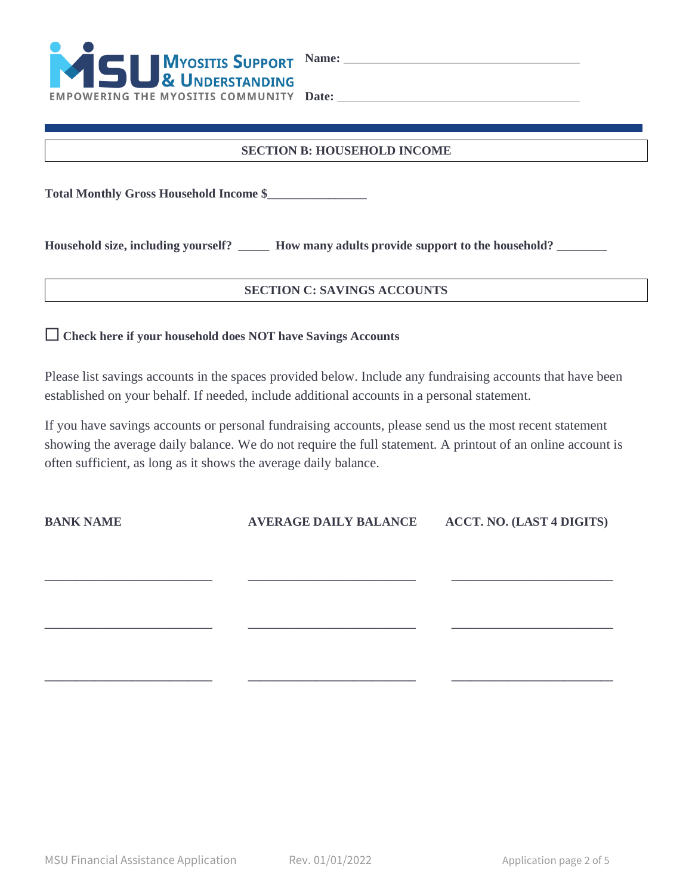**Myositis Support & Understanding**
EMPOWERING THE MYOSITIS COMMUNITY

**Name:** ________________________________________

**Date:** ________________________________________

## SECTION B: HOUSEHOLD INCOME

**Total Monthly Gross Household Income $_______________**

**Household size, including yourself? _____ How many adults provide support to the household? ________**

## SECTION C: SAVINGS ACCOUNTS

☐ **Check here if your household does NOT have Savings Accounts**

Please list savings accounts in the spaces provided below. Include any fundraising accounts that have been established on your behalf. If needed, include additional accounts in a personal statement.

If you have savings accounts or personal fundraising accounts, please send us the most recent statement showing the average daily balance. We do not require the full statement. A printout of an online account is often sufficient, as long as it shows the average daily balance.

| BANK NAME | AVERAGE DAILY BALANCE | ACCT. NO. (LAST 4 DIGITS) |
|---|---|---|
| __________________________ | __________________________ | _________________________ |
| __________________________ | __________________________ | _________________________ |
| __________________________ | __________________________ | _________________________ |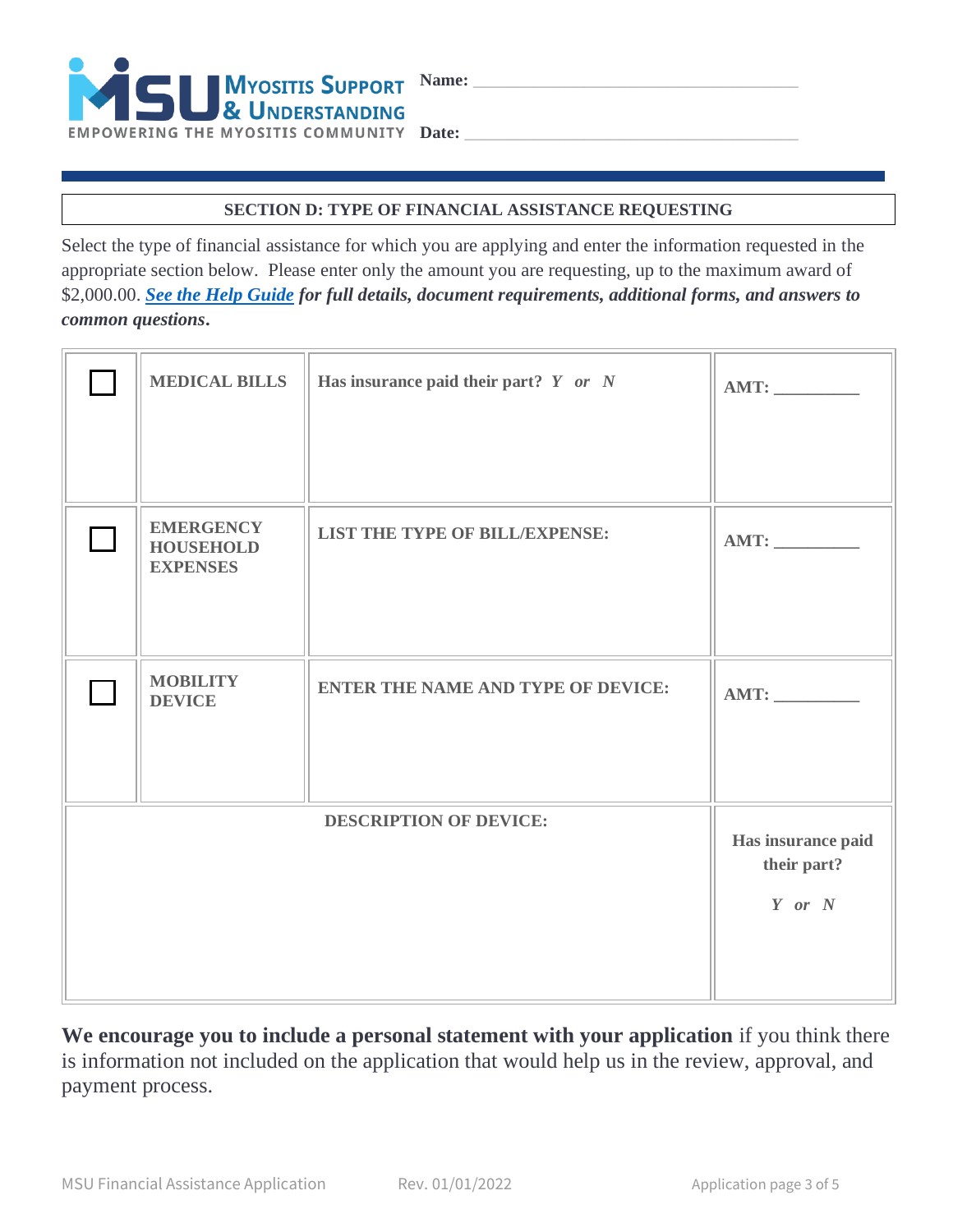**MYOSITIS SUPPORT & UNDERSTANDING**
EMPOWERING THE MYOSITIS COMMUNITY

**Name:** ______________________________________

**Date:** ______________________________________

## SECTION D: TYPE OF FINANCIAL ASSISTANCE REQUESTING

Select the type of financial assistance for which you are applying and enter the information requested in the appropriate section below. Please enter only the amount you are requesting, up to the maximum award of $2,000.00. ***See the Help Guide** for full details, document requirements, additional forms, and answers to common questions***.

| ☐ | **MEDICAL BILLS** | **Has insurance paid their part?** ***Y or N*** | **AMT:** __________ |
|---|---|---|---|
| ☐ | **EMERGENCY HOUSEHOLD EXPENSES** | **LIST THE TYPE OF BILL/EXPENSE:** | **AMT:** __________ |
| ☐ | **MOBILITY DEVICE** | **ENTER THE NAME AND TYPE OF DEVICE:** | **AMT:** __________ |
| **DESCRIPTION OF DEVICE:** | | | **Has insurance paid their part?** ***Y or N*** |

**We encourage you to include a personal statement with your application** if you think there is information not included on the application that would help us in the review, approval, and payment process.

MSU Financial Assistance Application Rev. 01/01/2022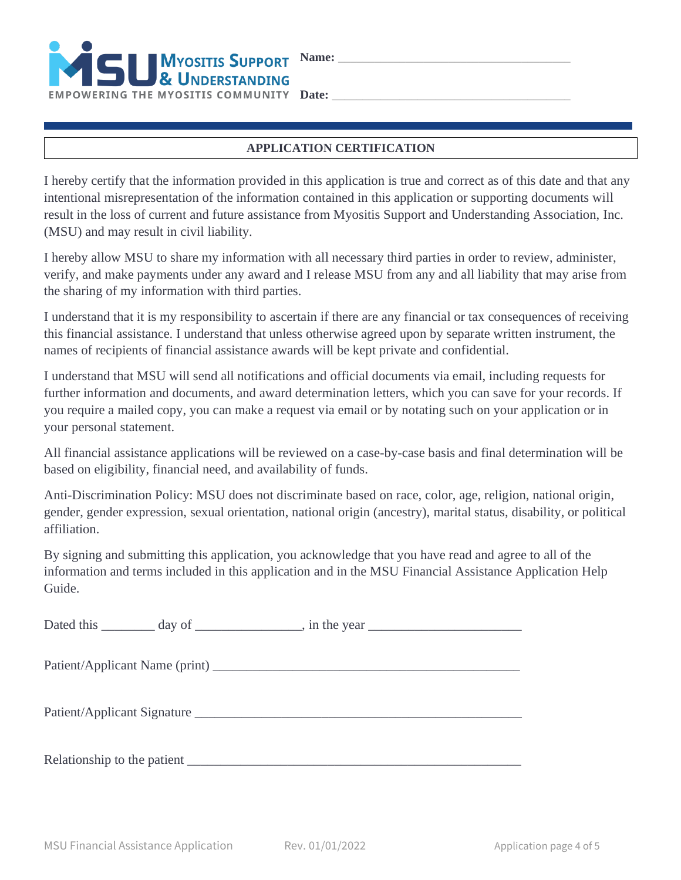**Myositis Support & Understanding**

EMPOWERING THE MYOSITIS COMMUNITY

**Name:** ___________________________________

**Date:** ___________________________________

## APPLICATION CERTIFICATION

I hereby certify that the information provided in this application is true and correct as of this date and that any intentional misrepresentation of the information contained in this application or supporting documents will result in the loss of current and future assistance from Myositis Support and Understanding Association, Inc. (MSU) and may result in civil liability.

I hereby allow MSU to share my information with all necessary third parties in order to review, administer, verify, and make payments under any award and I release MSU from any and all liability that may arise from the sharing of my information with third parties.

I understand that it is my responsibility to ascertain if there are any financial or tax consequences of receiving this financial assistance. I understand that unless otherwise agreed upon by separate written instrument, the names of recipients of financial assistance awards will be kept private and confidential.

I understand that MSU will send all notifications and official documents via email, including requests for further information and documents, and award determination letters, which you can save for your records. If you require a mailed copy, you can make a request via email or by notating such on your application or in your personal statement.

All financial assistance applications will be reviewed on a case-by-case basis and final determination will be based on eligibility, financial need, and availability of funds.

Anti-Discrimination Policy: MSU does not discriminate based on race, color, age, religion, national origin, gender, gender expression, sexual orientation, national origin (ancestry), marital status, disability, or political affiliation.

By signing and submitting this application, you acknowledge that you have read and agree to all of the information and terms included in this application and in the MSU Financial Assistance Application Help Guide.

Dated this ________ day of ________________, in the year _______________________

Patient/Applicant Name (print) _______________________________________________

Patient/Applicant Signature __________________________________________________

Relationship to the patient __________________________________________________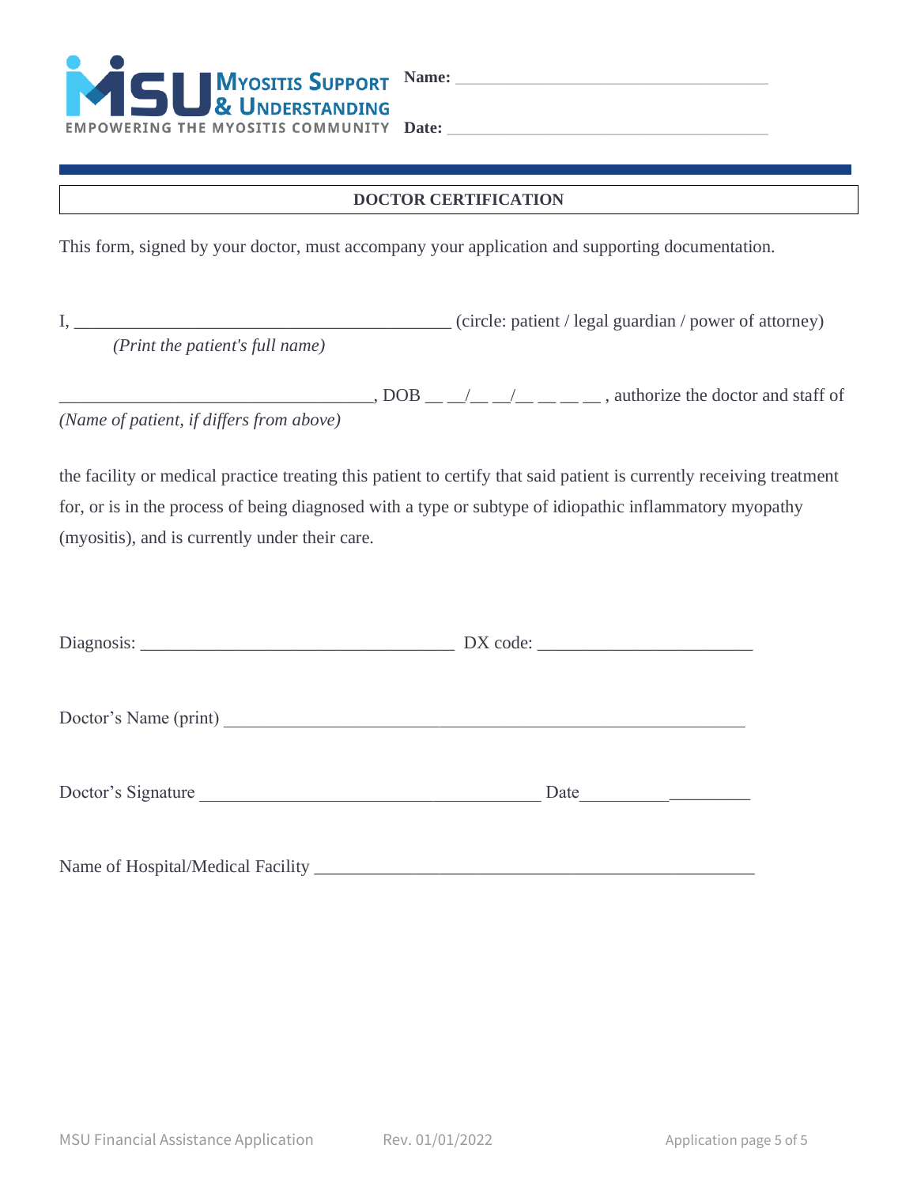**MSU Myositis Support & Understanding**
EMPOWERING THE MYOSITIS COMMUNITY

**Name:** ______________________________________

**Date:** ______________________________________

**DOCTOR CERTIFICATION**

This form, signed by your doctor, must accompany your application and supporting documentation.

I, __________________________________________ (circle: patient / legal guardian / power of attorney)
*(Print the patient's full name)*

__________________________________, DOB __ __/__ __/__ __ __ __ , authorize the doctor and staff of
*(Name of patient, if differs from above)*

the facility or medical practice treating this patient to certify that said patient is currently receiving treatment for, or is in the process of being diagnosed with a type or subtype of idiopathic inflammatory myopathy (myositis), and is currently under their care.

Diagnosis: ___________________________________ DX code: ________________________

Doctor's Name (print) ____________________________________________________________

Doctor's Signature _______________________________________ Date____________________

Name of Hospital/Medical Facility _________________________________________________